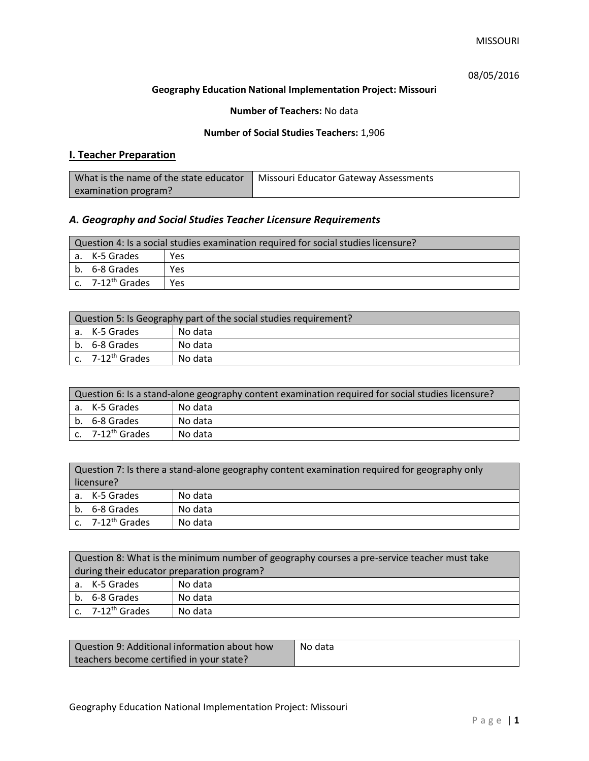MISSOURI

08/05/2016

**Geography Education National Implementation Project: Missouri**

**Number of Teachers:** No data

**Number of Social Studies Teachers:** 1,906

## I. Teacher Preparation

| What is the name of the state educator examination program? | Missouri Educator Gateway Assessments |
|---|---|

### *A. Geography and Social Studies Teacher Licensure Requirements*

| Question 4: Is a social studies examination required for social studies licensure? | |
|---|---|
| a. K-5 Grades | Yes |
| b. 6-8 Grades | Yes |
| c. 7-12th Grades | Yes |

| Question 5: Is Geography part of the social studies requirement? | |
|---|---|
| a. K-5 Grades | No data |
| b. 6-8 Grades | No data |
| c. 7-12th Grades | No data |

| Question 6: Is a stand-alone geography content examination required for social studies licensure? | |
|---|---|
| a. K-5 Grades | No data |
| b. 6-8 Grades | No data |
| c. 7-12th Grades | No data |

| Question 7: Is there a stand-alone geography content examination required for geography only licensure? | |
|---|---|
| a. K-5 Grades | No data |
| b. 6-8 Grades | No data |
| c. 7-12th Grades | No data |

| Question 8: What is the minimum number of geography courses a pre-service teacher must take during their educator preparation program? | |
|---|---|
| a. K-5 Grades | No data |
| b. 6-8 Grades | No data |
| c. 7-12th Grades | No data |

| Question 9: Additional information about how teachers become certified in your state? | No data |
|---|---|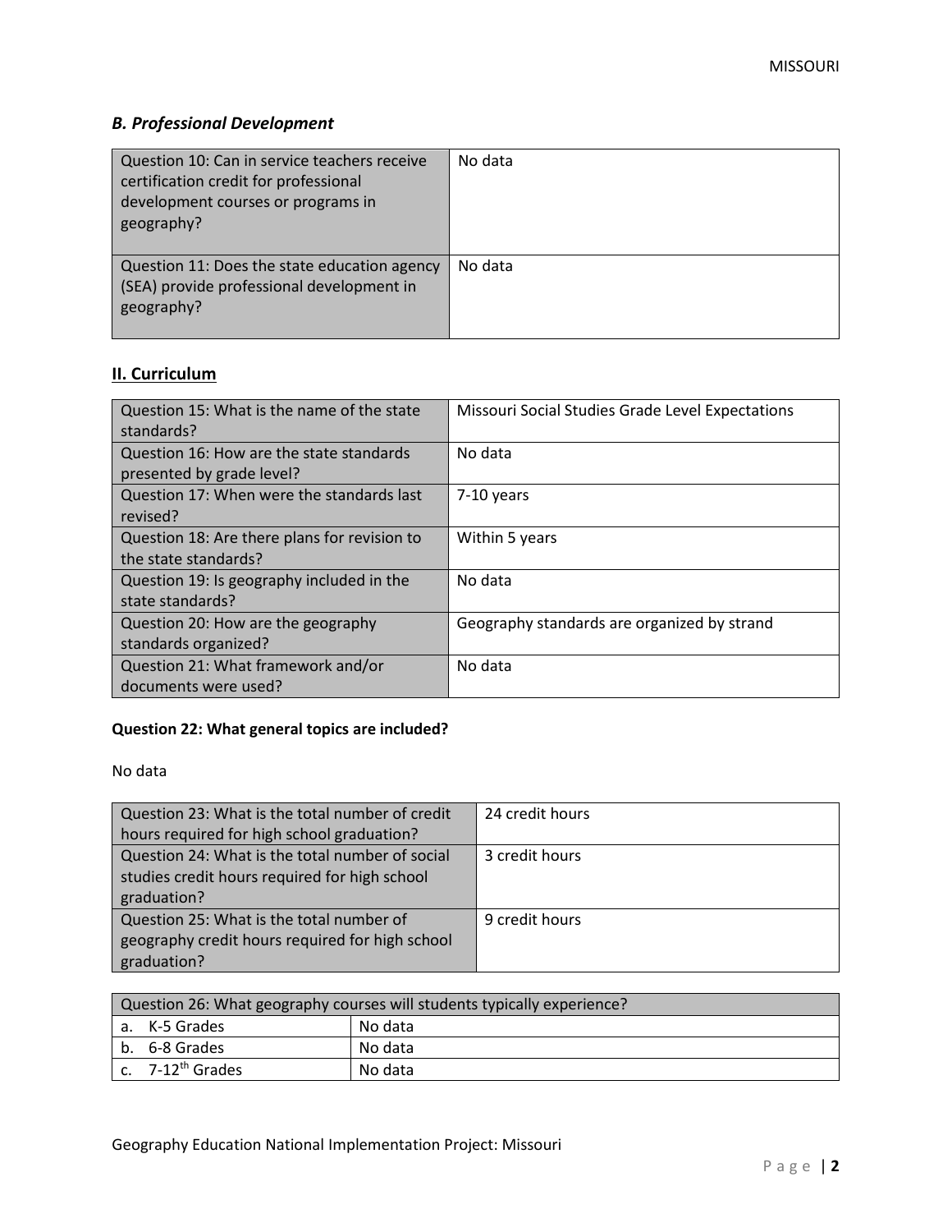### *B. Professional Development*

| Question | Response |
| --- | --- |
| Question 10: Can in service teachers receive certification credit for professional development courses or programs in geography? | No data |
| Question 11: Does the state education agency (SEA) provide professional development in geography? | No data |

## II. Curriculum

| Question | Response |
| --- | --- |
| Question 15: What is the name of the state standards? | Missouri Social Studies Grade Level Expectations |
| Question 16: How are the state standards presented by grade level? | No data |
| Question 17: When were the standards last revised? | 7-10 years |
| Question 18: Are there plans for revision to the state standards? | Within 5 years |
| Question 19: Is geography included in the state standards? | No data |
| Question 20: How are the geography standards organized? | Geography standards are organized by strand |
| Question 21: What framework and/or documents were used? | No data |

**Question 22: What general topics are included?**

No data

| Question | Response |
| --- | --- |
| Question 23: What is the total number of credit hours required for high school graduation? | 24 credit hours |
| Question 24: What is the total number of social studies credit hours required for high school graduation? | 3 credit hours |
| Question 25: What is the total number of geography credit hours required for high school graduation? | 9 credit hours |

| Question 26: What geography courses will students typically experience? | |
| --- | --- |
| a. K-5 Grades | No data |
| b. 6-8 Grades | No data |
| c. 7-12th Grades | No data |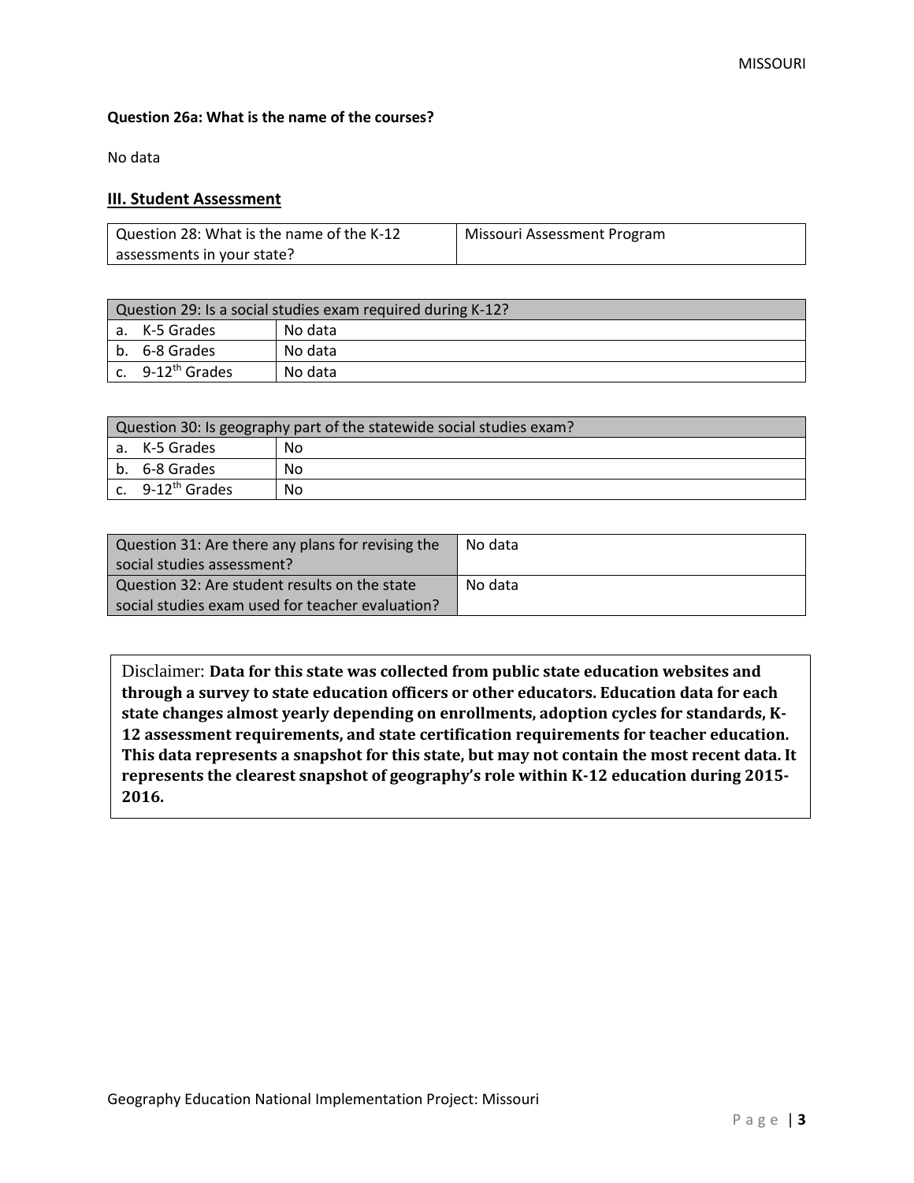**Question 26a: What is the name of the courses?**

No data

## III. Student Assessment

| | |
|---|---|
| Question 28: What is the name of the K-12 assessments in your state? | Missouri Assessment Program |

| Question 29: Is a social studies exam required during K-12? | |
|---|---|
| a. K-5 Grades | No data |
| b. 6-8 Grades | No data |
| c. 9-12th Grades | No data |

| Question 30: Is geography part of the statewide social studies exam? | |
|---|---|
| a. K-5 Grades | No |
| b. 6-8 Grades | No |
| c. 9-12th Grades | No |

| | |
|---|---|
| Question 31: Are there any plans for revising the social studies assessment? | No data |
| Question 32: Are student results on the state social studies exam used for teacher evaluation? | No data |

Disclaimer: **Data for this state was collected from public state education websites and through a survey to state education officers or other educators. Education data for each state changes almost yearly depending on enrollments, adoption cycles for standards, K-12 assessment requirements, and state certification requirements for teacher education. This data represents a snapshot for this state, but may not contain the most recent data. It represents the clearest snapshot of geography's role within K-12 education during 2015-2016.**